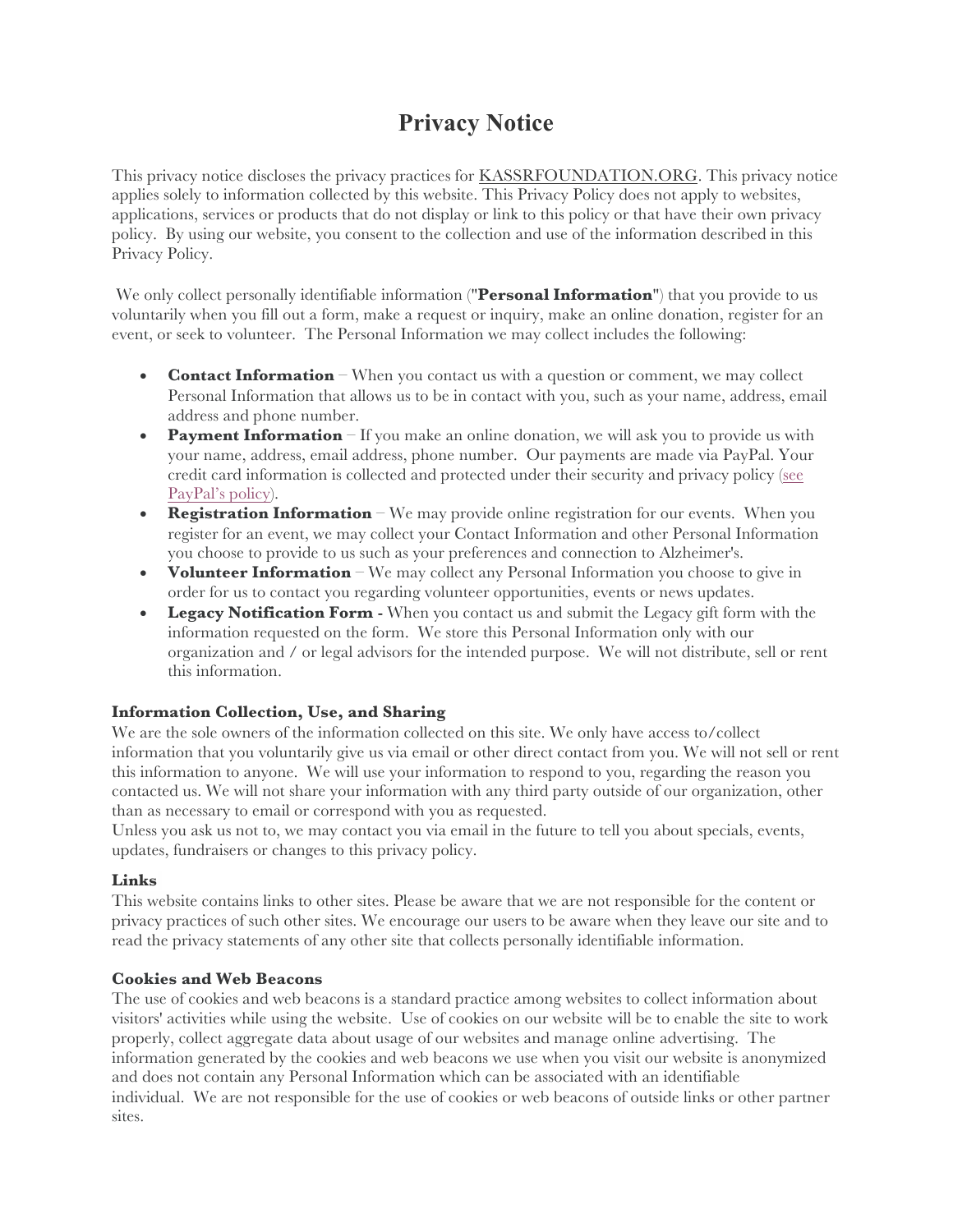# Privacy Notice

This privacy notice discloses the privacy practices for KASSRFOUNDATION.ORG. This privacy notice applies solely to information collected by this website. This Privacy Policy does not apply to websites, applications, services or products that do not display or link to this policy or that have their own privacy policy. By using our website, you consent to the collection and use of the information described in this Privacy Policy.

We only collect personally identifiable information ("**Personal Information**") that you provide to us voluntarily when you fill out a form, make a request or inquiry, make an online donation, register for an event, or seek to volunteer. The Personal Information we may collect includes the following:

- **Contact Information** – When you contact us with a question or comment, we may collect Personal Information that allows us to be in contact with you, such as your name, address, email address and phone number.
- **Payment Information** – If you make an online donation, we will ask you to provide us with your name, address, email address, phone number. Our payments are made via PayPal. Your credit card information is collected and protected under their security and privacy policy (see PayPal's policy).
- **Registration Information** – We may provide online registration for our events. When you register for an event, we may collect your Contact Information and other Personal Information you choose to provide to us such as your preferences and connection to Alzheimer's.
- **Volunteer Information** – We may collect any Personal Information you choose to give in order for us to contact you regarding volunteer opportunities, events or news updates.
- **Legacy Notification Form -** When you contact us and submit the Legacy gift form with the information requested on the form. We store this Personal Information only with our organization and / or legal advisors for the intended purpose. We will not distribute, sell or rent this information.

### Information Collection, Use, and Sharing

We are the sole owners of the information collected on this site. We only have access to/collect information that you voluntarily give us via email or other direct contact from you. We will not sell or rent this information to anyone. We will use your information to respond to you, regarding the reason you contacted us. We will not share your information with any third party outside of our organization, other than as necessary to email or correspond with you as requested.

Unless you ask us not to, we may contact you via email in the future to tell you about specials, events, updates, fundraisers or changes to this privacy policy.

### Links

This website contains links to other sites. Please be aware that we are not responsible for the content or privacy practices of such other sites. We encourage our users to be aware when they leave our site and to read the privacy statements of any other site that collects personally identifiable information.

### Cookies and Web Beacons

The use of cookies and web beacons is a standard practice among websites to collect information about visitors' activities while using the website. Use of cookies on our website will be to enable the site to work properly, collect aggregate data about usage of our websites and manage online advertising. The information generated by the cookies and web beacons we use when you visit our website is anonymized and does not contain any Personal Information which can be associated with an identifiable individual. We are not responsible for the use of cookies or web beacons of outside links or other partner sites.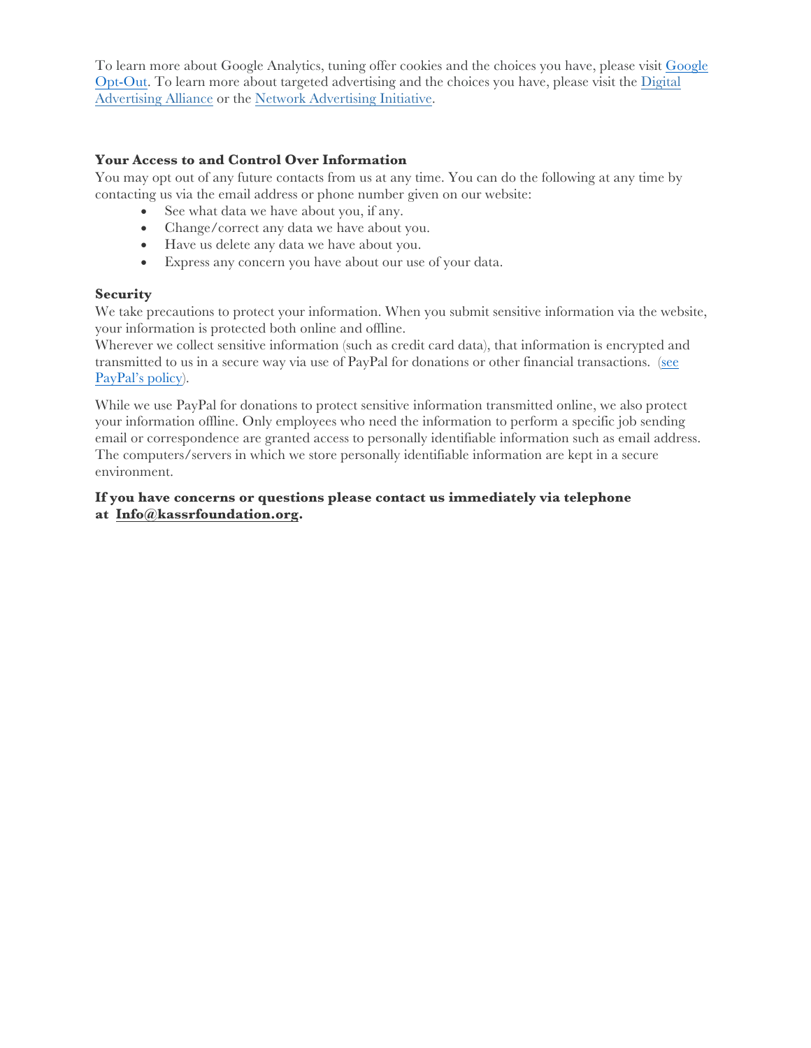To learn more about Google Analytics, tuning offer cookies and the choices you have, please visit [Google Opt-Out](). To learn more about targeted advertising and the choices you have, please visit the [Digital Advertising Alliance]() or the [Network Advertising Initiative]().

**Your Access to and Control Over Information**

You may opt out of any future contacts from us at any time. You can do the following at any time by contacting us via the email address or phone number given on our website:

- See what data we have about you, if any.
- Change/correct any data we have about you.
- Have us delete any data we have about you.
- Express any concern you have about our use of your data.

**Security**

We take precautions to protect your information. When you submit sensitive information via the website, your information is protected both online and offline.

Wherever we collect sensitive information (such as credit card data), that information is encrypted and transmitted to us in a secure way via use of PayPal for donations or other financial transactions. ([see PayPal's policy]()).

While we use PayPal for donations to protect sensitive information transmitted online, we also protect your information offline. Only employees who need the information to perform a specific job sending email or correspondence are granted access to personally identifiable information such as email address. The computers/servers in which we store personally identifiable information are kept in a secure environment.

**If you have concerns or questions please contact us immediately via telephone at Info@kassrfoundation.org.**